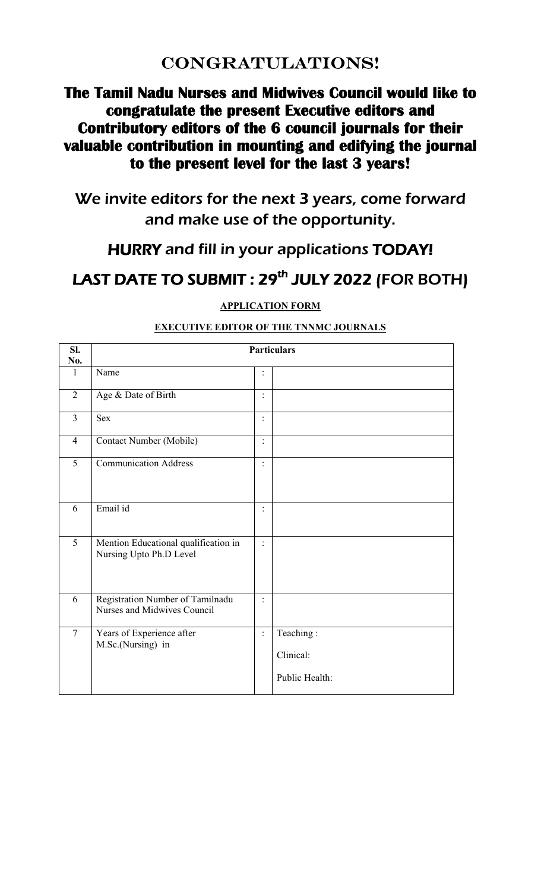# CONGRATULATIONS!

## The Tamil Nadu Nurses and Midwives Council would like to congratulate the present Executive editors and Contributory editors of the 6 council journals for their valuable contribution in mounting and edifying the journal to the present level for the last 3 years!

We invite editors for the next 3 years, come forward and make use of the opportunity.

**HURRY** and fill in your applications **TODAY!**

## LAST DATE TO SUBMIT : 29th JULY 2022 (FOR BOTH)

**APPLICATION FORM**

**EXECUTIVE EDITOR OF THE TNNMC JOURNALS**

| Sl. No. | Particulars | | |
|---|---|---|---|
| 1 | Name | : | |
| 2 | Age & Date of Birth | : | |
| 3 | Sex | : | |
| 4 | Contact Number (Mobile) | : | |
| 5 | Communication Address | : | |
| 6 | Email id | : | |
| 5 | Mention Educational qualification in Nursing Upto Ph.D Level | : | |
| 6 | Registration Number of Tamilnadu Nurses and Midwives Council | : | |
| 7 | Years of Experience after M.Sc.(Nursing) in | : | Teaching :<br>Clinical:<br>Public Health: |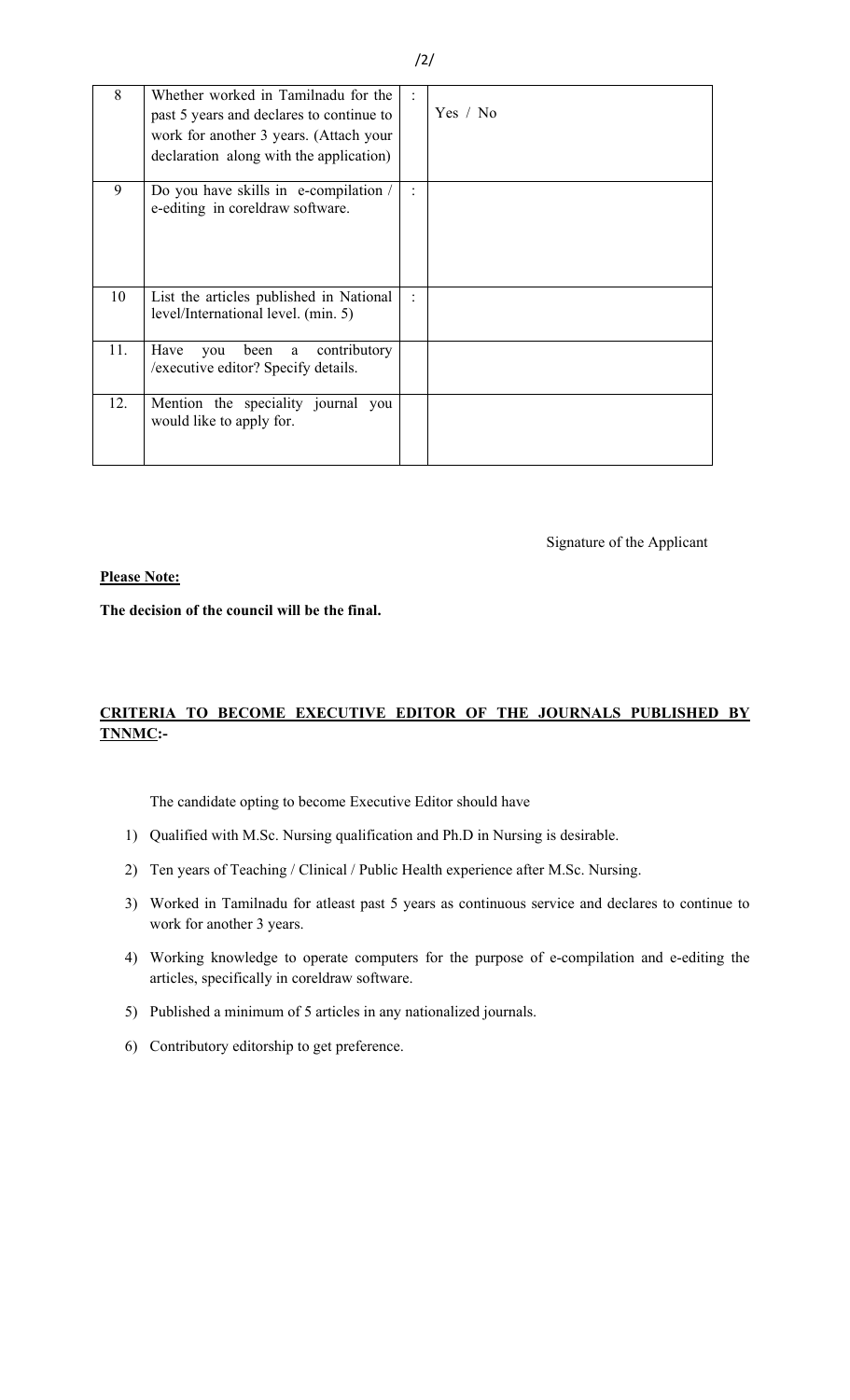| 8 | Whether worked in Tamilnadu for the past 5 years and declares to continue to work for another 3 years. (Attach your declaration along with the application) | : | Yes / No |
|---|---|---|---|
| 9 | Do you have skills in e-compilation / e-editing in coreldraw software. | : | |
| 10 | List the articles published in National level/International level. (min. 5) | : | |
| 11. | Have you been a contributory /executive editor? Specify details. | | |
| 12. | Mention the speciality journal you would like to apply for. | | |

Signature of the Applicant

**Please Note:**

**The decision of the council will be the final.**

## CRITERIA TO BECOME EXECUTIVE EDITOR OF THE JOURNALS PUBLISHED BY TNNMC:-

The candidate opting to become Executive Editor should have

1) Qualified with M.Sc. Nursing qualification and Ph.D in Nursing is desirable.
2) Ten years of Teaching / Clinical / Public Health experience after M.Sc. Nursing.
3) Worked in Tamilnadu for atleast past 5 years as continuous service and declares to continue to work for another 3 years.
4) Working knowledge to operate computers for the purpose of e-compilation and e-editing the articles, specifically in coreldraw software.
5) Published a minimum of 5 articles in any nationalized journals.
6) Contributory editorship to get preference.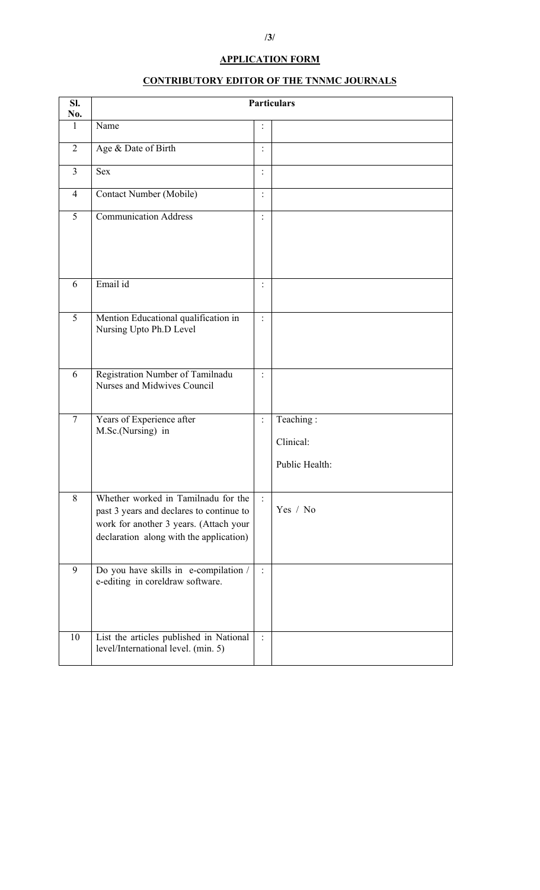## APPLICATION FORM

## CONTRIBUTORY EDITOR OF THE TNNMC JOURNALS

| Sl. No. | Particulars | | |
|---|---|---|---|
| 1 | Name | : | |
| 2 | Age & Date of Birth | : | |
| 3 | Sex | : | |
| 4 | Contact Number (Mobile) | : | |
| 5 | Communication Address | : | |
| 6 | Email id | : | |
| 5 | Mention Educational qualification in Nursing Upto Ph.D Level | : | |
| 6 | Registration Number of Tamilnadu Nurses and Midwives Council | : | |
| 7 | Years of Experience after M.Sc.(Nursing) in | : | Teaching :<br>Clinical:<br>Public Health: |
| 8 | Whether worked in Tamilnadu for the past 3 years and declares to continue to work for another 3 years. (Attach your declaration along with the application) | : | Yes / No |
| 9 | Do you have skills in e-compilation / e-editing in coreldraw software. | : | |
| 10 | List the articles published in National level/International level. (min. 5) | : | |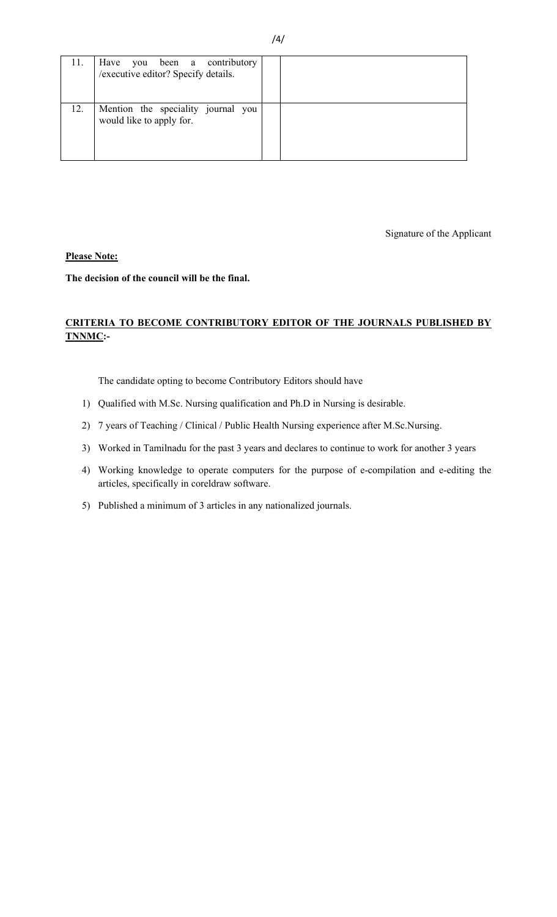| | | | |
|---|---|---|---|
| 11. | Have you been a contributory /executive editor? Specify details. | | |
| 12. | Mention the speciality journal you would like to apply for. | | |

Signature of the Applicant

**<u>Please Note:</u>**

**The decision of the council will be the final.**

## <u>CRITERIA TO BECOME CONTRIBUTORY EDITOR OF THE JOURNALS PUBLISHED BY TNNMC</u>:-

The candidate opting to become Contributory Editors should have

1) Qualified with M.Sc. Nursing qualification and Ph.D in Nursing is desirable.
2) 7 years of Teaching / Clinical / Public Health Nursing experience after M.Sc.Nursing.
3) Worked in Tamilnadu for the past 3 years and declares to continue to work for another 3 years
4) Working knowledge to operate computers for the purpose of e-compilation and e-editing the articles, specifically in coreldraw software.
5) Published a minimum of 3 articles in any nationalized journals.